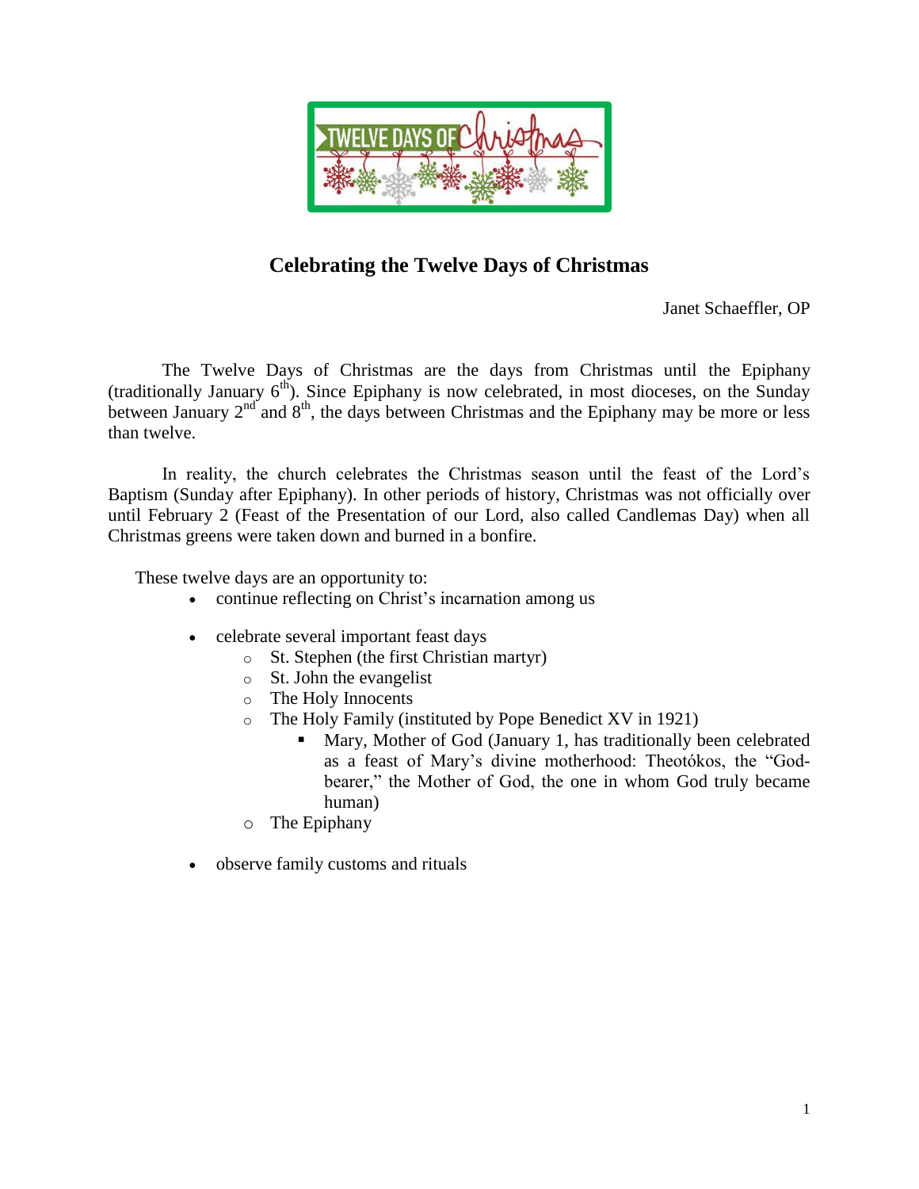# Celebrating the Twelve Days of Christmas

Janet Schaeffler, OP

The Twelve Days of Christmas are the days from Christmas until the Epiphany (traditionally January 6th). Since Epiphany is now celebrated, in most dioceses, on the Sunday between January 2nd and 8th, the days between Christmas and the Epiphany may be more or less than twelve.

In reality, the church celebrates the Christmas season until the feast of the Lord's Baptism (Sunday after Epiphany). In other periods of history, Christmas was not officially over until February 2 (Feast of the Presentation of our Lord, also called Candlemas Day) when all Christmas greens were taken down and burned in a bonfire.

These twelve days are an opportunity to:

- continue reflecting on Christ's incarnation among us
- celebrate several important feast days
  - St. Stephen (the first Christian martyr)
  - St. John the evangelist
  - The Holy Innocents
  - The Holy Family (instituted by Pope Benedict XV in 1921)
    - Mary, Mother of God (January 1, has traditionally been celebrated as a feast of Mary's divine motherhood: Theotókos, the "God-bearer," the Mother of God, the one in whom God truly became human)
  - The Epiphany
- observe family customs and rituals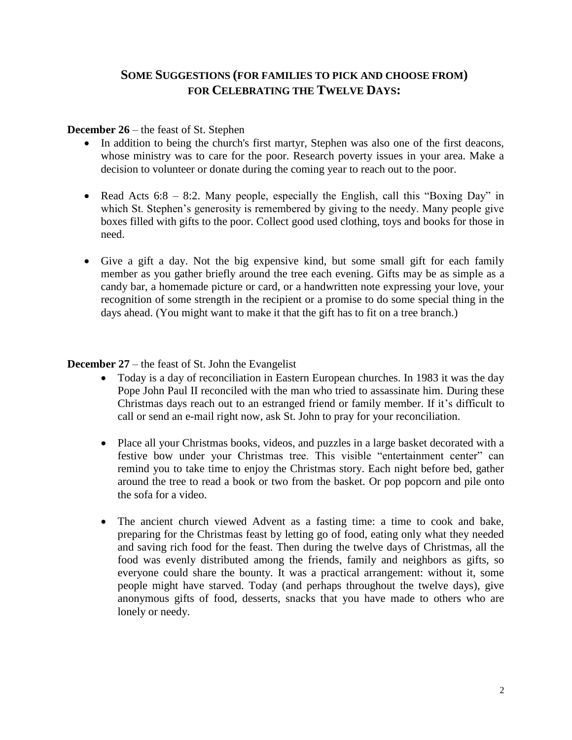## SOME SUGGESTIONS (FOR FAMILIES TO PICK AND CHOOSE FROM) FOR CELEBRATING THE TWELVE DAYS:

**December 26** – the feast of St. Stephen

- In addition to being the church's first martyr, Stephen was also one of the first deacons, whose ministry was to care for the poor. Research poverty issues in your area. Make a decision to volunteer or donate during the coming year to reach out to the poor.

- Read Acts 6:8 – 8:2. Many people, especially the English, call this "Boxing Day" in which St. Stephen's generosity is remembered by giving to the needy. Many people give boxes filled with gifts to the poor. Collect good used clothing, toys and books for those in need.

- Give a gift a day. Not the big expensive kind, but some small gift for each family member as you gather briefly around the tree each evening. Gifts may be as simple as a candy bar, a homemade picture or card, or a handwritten note expressing your love, your recognition of some strength in the recipient or a promise to do some special thing in the days ahead. (You might want to make it that the gift has to fit on a tree branch.)

**December 27** – the feast of St. John the Evangelist

- Today is a day of reconciliation in Eastern European churches. In 1983 it was the day Pope John Paul II reconciled with the man who tried to assassinate him. During these Christmas days reach out to an estranged friend or family member. If it's difficult to call or send an e-mail right now, ask St. John to pray for your reconciliation.

- Place all your Christmas books, videos, and puzzles in a large basket decorated with a festive bow under your Christmas tree. This visible "entertainment center" can remind you to take time to enjoy the Christmas story. Each night before bed, gather around the tree to read a book or two from the basket. Or pop popcorn and pile onto the sofa for a video.

- The ancient church viewed Advent as a fasting time: a time to cook and bake, preparing for the Christmas feast by letting go of food, eating only what they needed and saving rich food for the feast. Then during the twelve days of Christmas, all the food was evenly distributed among the friends, family and neighbors as gifts, so everyone could share the bounty. It was a practical arrangement: without it, some people might have starved. Today (and perhaps throughout the twelve days), give anonymous gifts of food, desserts, snacks that you have made to others who are lonely or needy.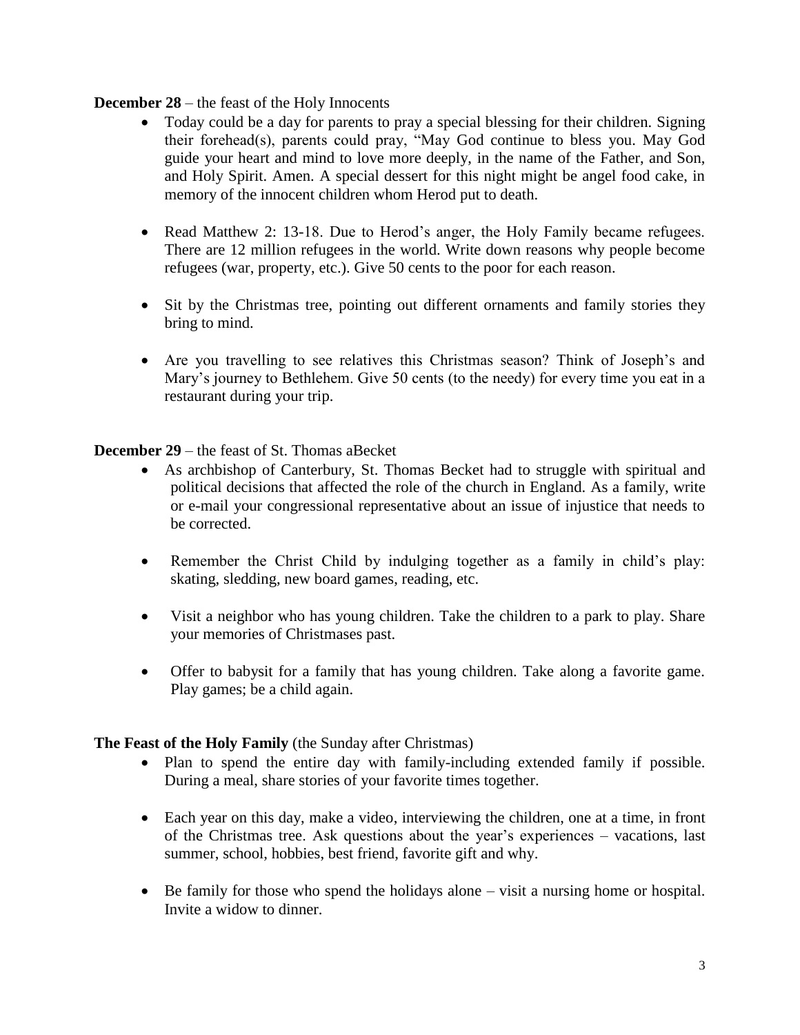**December 28** – the feast of the Holy Innocents

- Today could be a day for parents to pray a special blessing for their children. Signing their forehead(s), parents could pray, "May God continue to bless you. May God guide your heart and mind to love more deeply, in the name of the Father, and Son, and Holy Spirit. Amen. A special dessert for this night might be angel food cake, in memory of the innocent children whom Herod put to death.

- Read Matthew 2: 13-18. Due to Herod's anger, the Holy Family became refugees. There are 12 million refugees in the world. Write down reasons why people become refugees (war, property, etc.). Give 50 cents to the poor for each reason.

- Sit by the Christmas tree, pointing out different ornaments and family stories they bring to mind.

- Are you travelling to see relatives this Christmas season? Think of Joseph's and Mary's journey to Bethlehem. Give 50 cents (to the needy) for every time you eat in a restaurant during your trip.

**December 29** – the feast of St. Thomas aBecket

- As archbishop of Canterbury, St. Thomas Becket had to struggle with spiritual and political decisions that affected the role of the church in England. As a family, write or e-mail your congressional representative about an issue of injustice that needs to be corrected.

- Remember the Christ Child by indulging together as a family in child's play: skating, sledding, new board games, reading, etc.

- Visit a neighbor who has young children. Take the children to a park to play. Share your memories of Christmases past.

- Offer to babysit for a family that has young children. Take along a favorite game. Play games; be a child again.

**The Feast of the Holy Family** (the Sunday after Christmas)

- Plan to spend the entire day with family-including extended family if possible. During a meal, share stories of your favorite times together.

- Each year on this day, make a video, interviewing the children, one at a time, in front of the Christmas tree. Ask questions about the year's experiences – vacations, last summer, school, hobbies, best friend, favorite gift and why.

- Be family for those who spend the holidays alone – visit a nursing home or hospital. Invite a widow to dinner.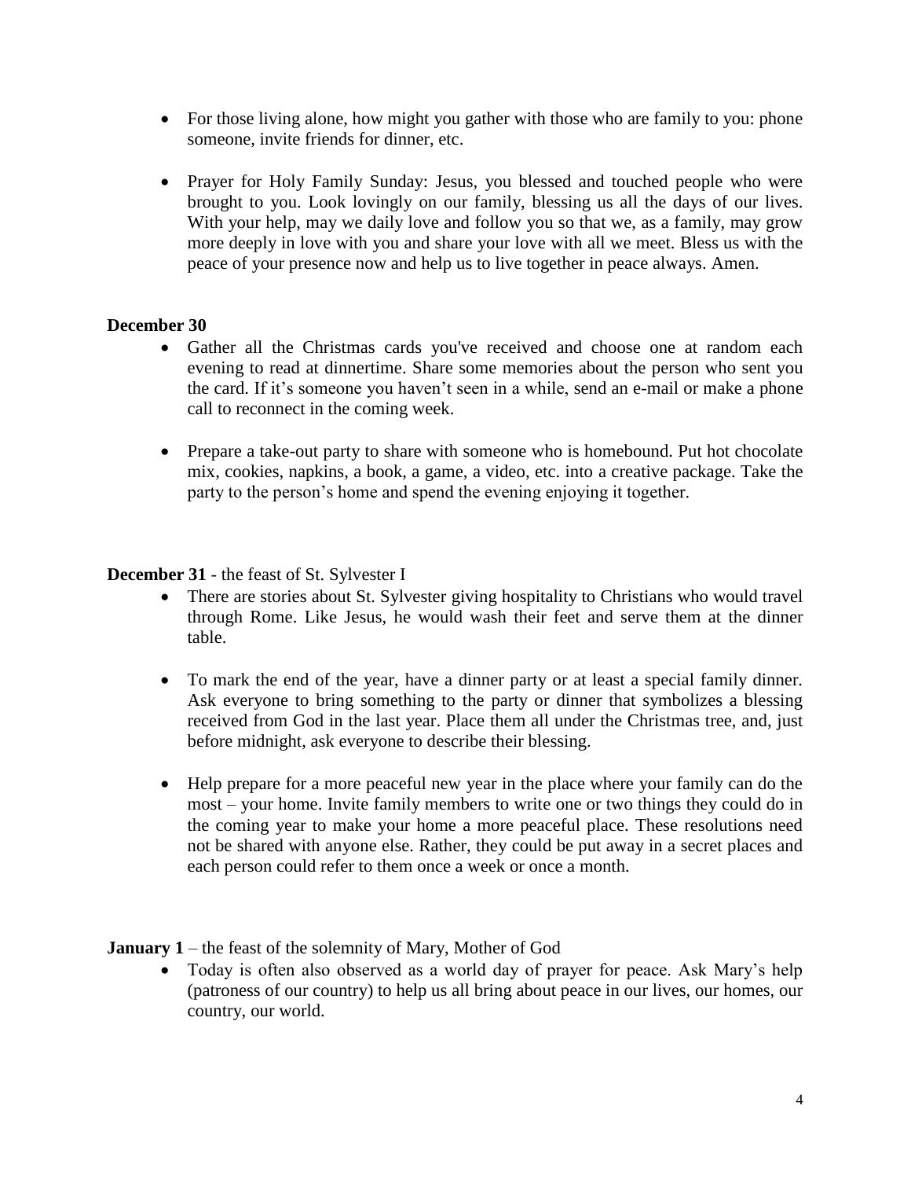- For those living alone, how might you gather with those who are family to you: phone someone, invite friends for dinner, etc.

- Prayer for Holy Family Sunday: Jesus, you blessed and touched people who were brought to you. Look lovingly on our family, blessing us all the days of our lives. With your help, may we daily love and follow you so that we, as a family, may grow more deeply in love with you and share your love with all we meet. Bless us with the peace of your presence now and help us to live together in peace always. Amen.

**December 30**

- Gather all the Christmas cards you've received and choose one at random each evening to read at dinnertime. Share some memories about the person who sent you the card. If it's someone you haven't seen in a while, send an e-mail or make a phone call to reconnect in the coming week.

- Prepare a take-out party to share with someone who is homebound. Put hot chocolate mix, cookies, napkins, a book, a game, a video, etc. into a creative package. Take the party to the person's home and spend the evening enjoying it together.

**December 31** - the feast of St. Sylvester I

- There are stories about St. Sylvester giving hospitality to Christians who would travel through Rome. Like Jesus, he would wash their feet and serve them at the dinner table.

- To mark the end of the year, have a dinner party or at least a special family dinner. Ask everyone to bring something to the party or dinner that symbolizes a blessing received from God in the last year. Place them all under the Christmas tree, and, just before midnight, ask everyone to describe their blessing.

- Help prepare for a more peaceful new year in the place where your family can do the most – your home. Invite family members to write one or two things they could do in the coming year to make your home a more peaceful place. These resolutions need not be shared with anyone else. Rather, they could be put away in a secret places and each person could refer to them once a week or once a month.

**January 1** – the feast of the solemnity of Mary, Mother of God

- Today is often also observed as a world day of prayer for peace. Ask Mary's help (patroness of our country) to help us all bring about peace in our lives, our homes, our country, our world.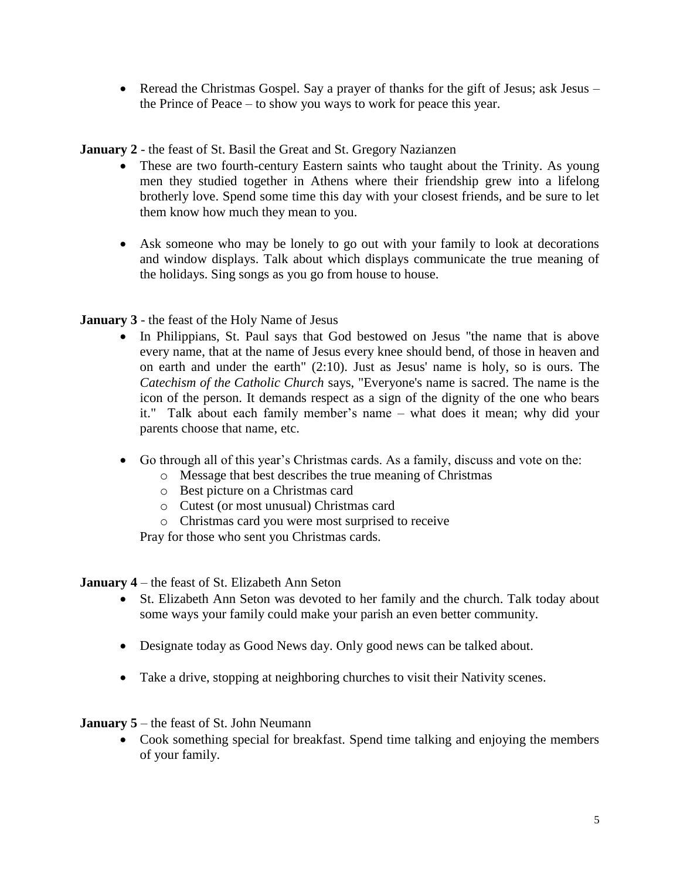- Reread the Christmas Gospel. Say a prayer of thanks for the gift of Jesus; ask Jesus – the Prince of Peace – to show you ways to work for peace this year.

**January 2** - the feast of St. Basil the Great and St. Gregory Nazianzen

- These are two fourth-century Eastern saints who taught about the Trinity. As young men they studied together in Athens where their friendship grew into a lifelong brotherly love. Spend some time this day with your closest friends, and be sure to let them know how much they mean to you.

- Ask someone who may be lonely to go out with your family to look at decorations and window displays. Talk about which displays communicate the true meaning of the holidays. Sing songs as you go from house to house.

**January 3** - the feast of the Holy Name of Jesus

- In Philippians, St. Paul says that God bestowed on Jesus "the name that is above every name, that at the name of Jesus every knee should bend, of those in heaven and on earth and under the earth" (2:10). Just as Jesus' name is holy, so is ours. The *Catechism of the Catholic Church* says, "Everyone's name is sacred. The name is the icon of the person. It demands respect as a sign of the dignity of the one who bears it." Talk about each family member's name – what does it mean; why did your parents choose that name, etc.

- Go through all of this year's Christmas cards. As a family, discuss and vote on the:
  - Message that best describes the true meaning of Christmas
  - Best picture on a Christmas card
  - Cutest (or most unusual) Christmas card
  - Christmas card you were most surprised to receive

  Pray for those who sent you Christmas cards.

**January 4** – the feast of St. Elizabeth Ann Seton

- St. Elizabeth Ann Seton was devoted to her family and the church. Talk today about some ways your family could make your parish an even better community.

- Designate today as Good News day. Only good news can be talked about.

- Take a drive, stopping at neighboring churches to visit their Nativity scenes.

**January 5** – the feast of St. John Neumann

- Cook something special for breakfast. Spend time talking and enjoying the members of your family.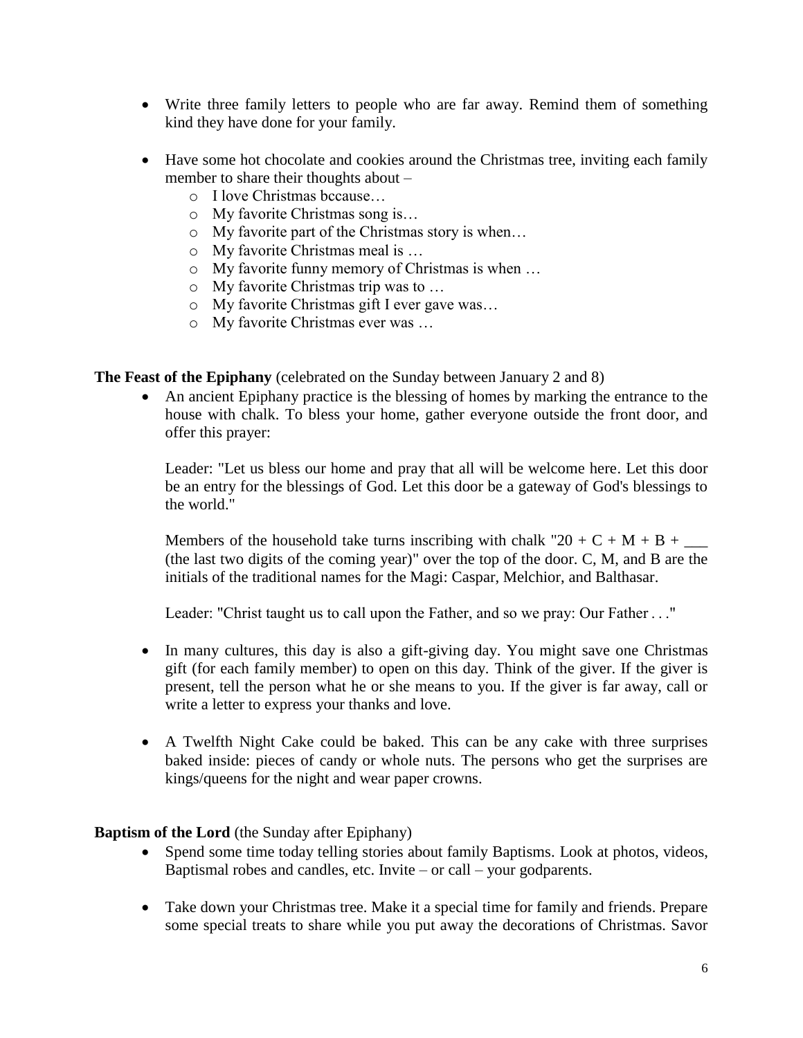- Write three family letters to people who are far away. Remind them of something kind they have done for your family.

- Have some hot chocolate and cookies around the Christmas tree, inviting each family member to share their thoughts about –
  - I love Christmas bccause…
  - My favorite Christmas song is…
  - My favorite part of the Christmas story is when…
  - My favorite Christmas meal is …
  - My favorite funny memory of Christmas is when …
  - My favorite Christmas trip was to …
  - My favorite Christmas gift I ever gave was…
  - My favorite Christmas ever was …

**The Feast of the Epiphany** (celebrated on the Sunday between January 2 and 8)

- An ancient Epiphany practice is the blessing of homes by marking the entrance to the house with chalk. To bless your home, gather everyone outside the front door, and offer this prayer:

  Leader: "Let us bless our home and pray that all will be welcome here. Let this door be an entry for the blessings of God. Let this door be a gateway of God's blessings to the world."

  Members of the household take turns inscribing with chalk "20 + C + M + B + ___ (the last two digits of the coming year)" over the top of the door. C, M, and B are the initials of the traditional names for the Magi: Caspar, Melchior, and Balthasar.

  Leader: "Christ taught us to call upon the Father, and so we pray: Our Father . . ."

- In many cultures, this day is also a gift-giving day. You might save one Christmas gift (for each family member) to open on this day. Think of the giver. If the giver is present, tell the person what he or she means to you. If the giver is far away, call or write a letter to express your thanks and love.

- A Twelfth Night Cake could be baked. This can be any cake with three surprises baked inside: pieces of candy or whole nuts. The persons who get the surprises are kings/queens for the night and wear paper crowns.

**Baptism of the Lord** (the Sunday after Epiphany)

- Spend some time today telling stories about family Baptisms. Look at photos, videos, Baptismal robes and candles, etc. Invite – or call – your godparents.

- Take down your Christmas tree. Make it a special time for family and friends. Prepare some special treats to share while you put away the decorations of Christmas. Savor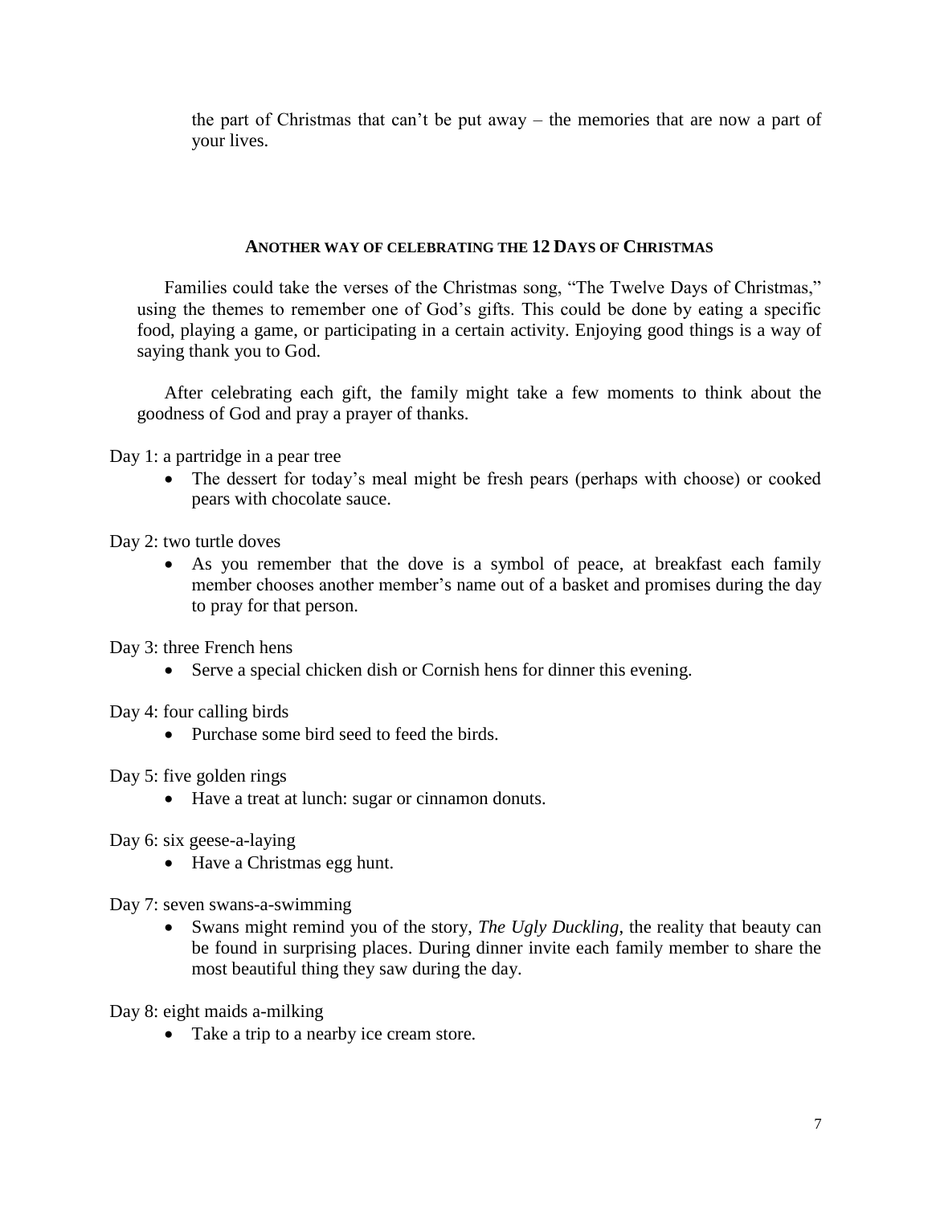the part of Christmas that can't be put away – the memories that are now a part of your lives.

## ANOTHER WAY OF CELEBRATING THE 12 DAYS OF CHRISTMAS

Families could take the verses of the Christmas song, "The Twelve Days of Christmas," using the themes to remember one of God's gifts. This could be done by eating a specific food, playing a game, or participating in a certain activity. Enjoying good things is a way of saying thank you to God.

After celebrating each gift, the family might take a few moments to think about the goodness of God and pray a prayer of thanks.

Day 1: a partridge in a pear tree

- The dessert for today's meal might be fresh pears (perhaps with choose) or cooked pears with chocolate sauce.

Day 2: two turtle doves

- As you remember that the dove is a symbol of peace, at breakfast each family member chooses another member's name out of a basket and promises during the day to pray for that person.

Day 3: three French hens

- Serve a special chicken dish or Cornish hens for dinner this evening.

Day 4: four calling birds

- Purchase some bird seed to feed the birds.

Day 5: five golden rings

- Have a treat at lunch: sugar or cinnamon donuts.

Day 6: six geese-a-laying

- Have a Christmas egg hunt.

Day 7: seven swans-a-swimming

- Swans might remind you of the story, *The Ugly Duckling*, the reality that beauty can be found in surprising places. During dinner invite each family member to share the most beautiful thing they saw during the day.

Day 8: eight maids a-milking

- Take a trip to a nearby ice cream store.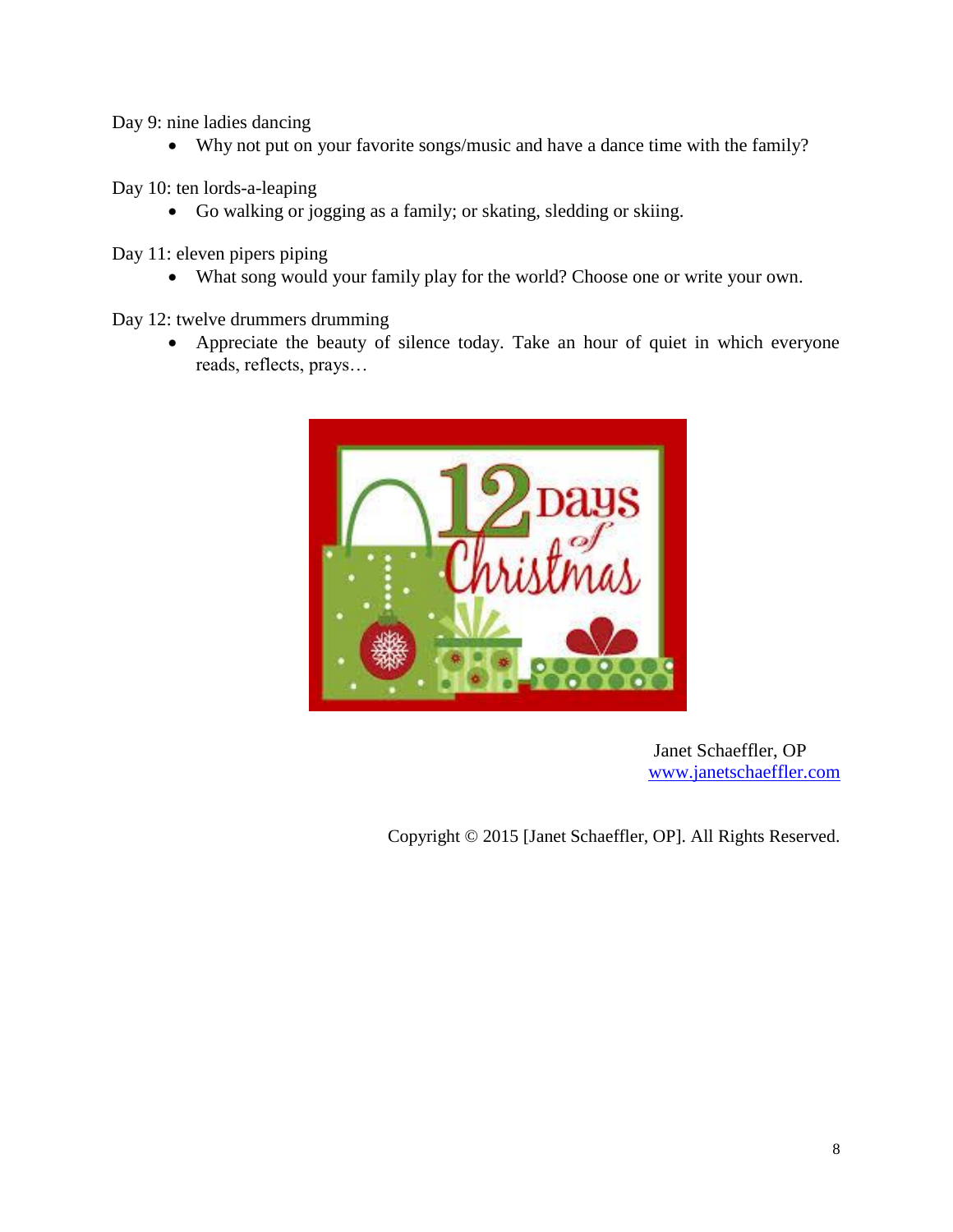Day 9: nine ladies dancing

- Why not put on your favorite songs/music and have a dance time with the family?

Day 10: ten lords-a-leaping

- Go walking or jogging as a family; or skating, sledding or skiing.

Day 11: eleven pipers piping

- What song would your family play for the world? Choose one or write your own.

Day 12: twelve drummers drumming

- Appreciate the beauty of silence today. Take an hour of quiet in which everyone reads, reflects, prays…

Janet Schaeffler, OP
www.janetschaeffler.com

Copyright © 2015 [Janet Schaeffler, OP]. All Rights Reserved.